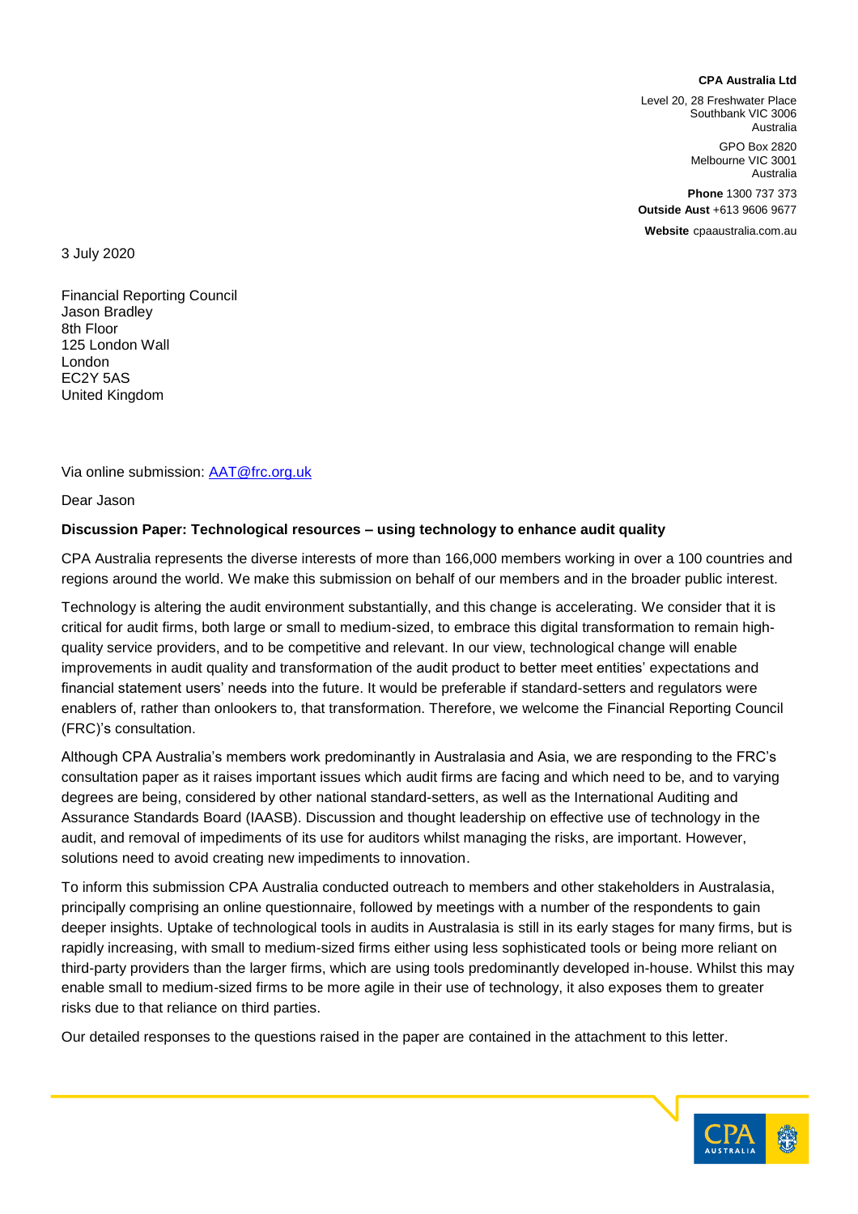**CPA Australia Ltd**

Level 20, 28 Freshwater Place
Southbank VIC 3006
Australia

GPO Box 2820
Melbourne VIC 3001
Australia

**Phone** 1300 737 373
**Outside Aust** +613 9606 9677

**Website** cpaaustralia.com.au

3 July 2020

Financial Reporting Council
Jason Bradley
8th Floor
125 London Wall
London
EC2Y 5AS
United Kingdom

Via online submission: AAT@frc.org.uk

Dear Jason

**Discussion Paper: Technological resources – using technology to enhance audit quality**

CPA Australia represents the diverse interests of more than 166,000 members working in over a 100 countries and regions around the world. We make this submission on behalf of our members and in the broader public interest.

Technology is altering the audit environment substantially, and this change is accelerating. We consider that it is critical for audit firms, both large or small to medium-sized, to embrace this digital transformation to remain high-quality service providers, and to be competitive and relevant. In our view, technological change will enable improvements in audit quality and transformation of the audit product to better meet entities' expectations and financial statement users' needs into the future. It would be preferable if standard-setters and regulators were enablers of, rather than onlookers to, that transformation. Therefore, we welcome the Financial Reporting Council (FRC)'s consultation.

Although CPA Australia's members work predominantly in Australasia and Asia, we are responding to the FRC's consultation paper as it raises important issues which audit firms are facing and which need to be, and to varying degrees are being, considered by other national standard-setters, as well as the International Auditing and Assurance Standards Board (IAASB). Discussion and thought leadership on effective use of technology in the audit, and removal of impediments of its use for auditors whilst managing the risks, are important. However, solutions need to avoid creating new impediments to innovation.

To inform this submission CPA Australia conducted outreach to members and other stakeholders in Australasia, principally comprising an online questionnaire, followed by meetings with a number of the respondents to gain deeper insights. Uptake of technological tools in audits in Australasia is still in its early stages for many firms, but is rapidly increasing, with small to medium-sized firms either using less sophisticated tools or being more reliant on third-party providers than the larger firms, which are using tools predominantly developed in-house. Whilst this may enable small to medium-sized firms to be more agile in their use of technology, it also exposes them to greater risks due to that reliance on third parties.

Our detailed responses to the questions raised in the paper are contained in the attachment to this letter.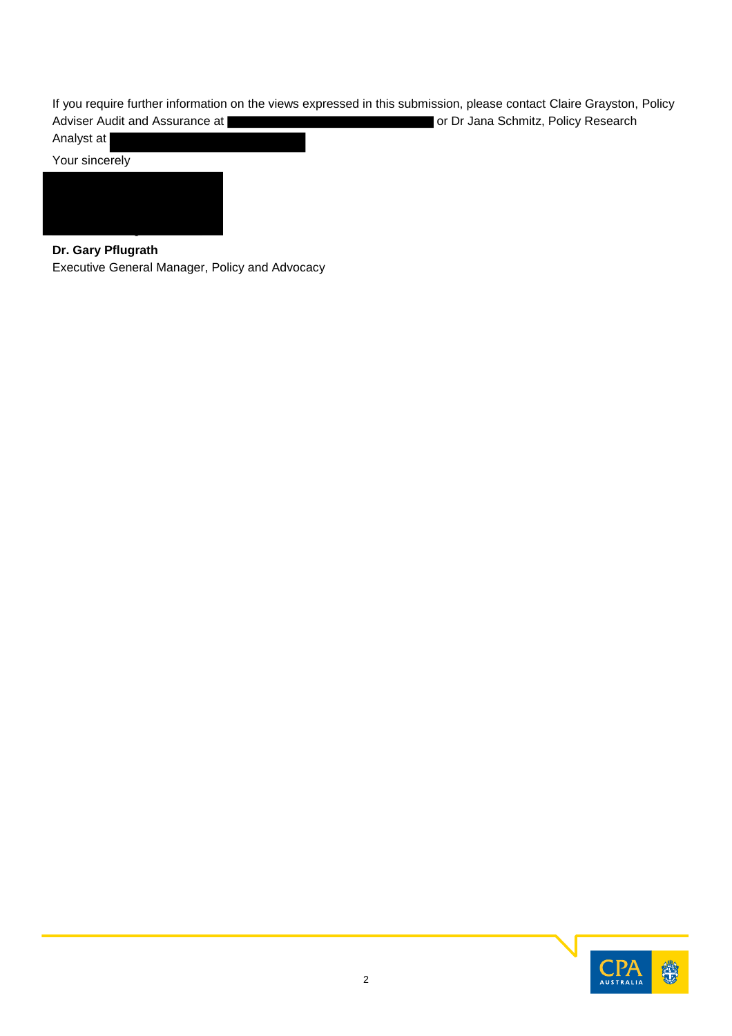If you require further information on the views expressed in this submission, please contact Claire Grayston, Policy Adviser Audit and Assurance at or Dr Jana Schmitz, Policy Research Analyst at

Your sincerely

**Dr. Gary Pflugrath**
Executive General Manager, Policy and Advocacy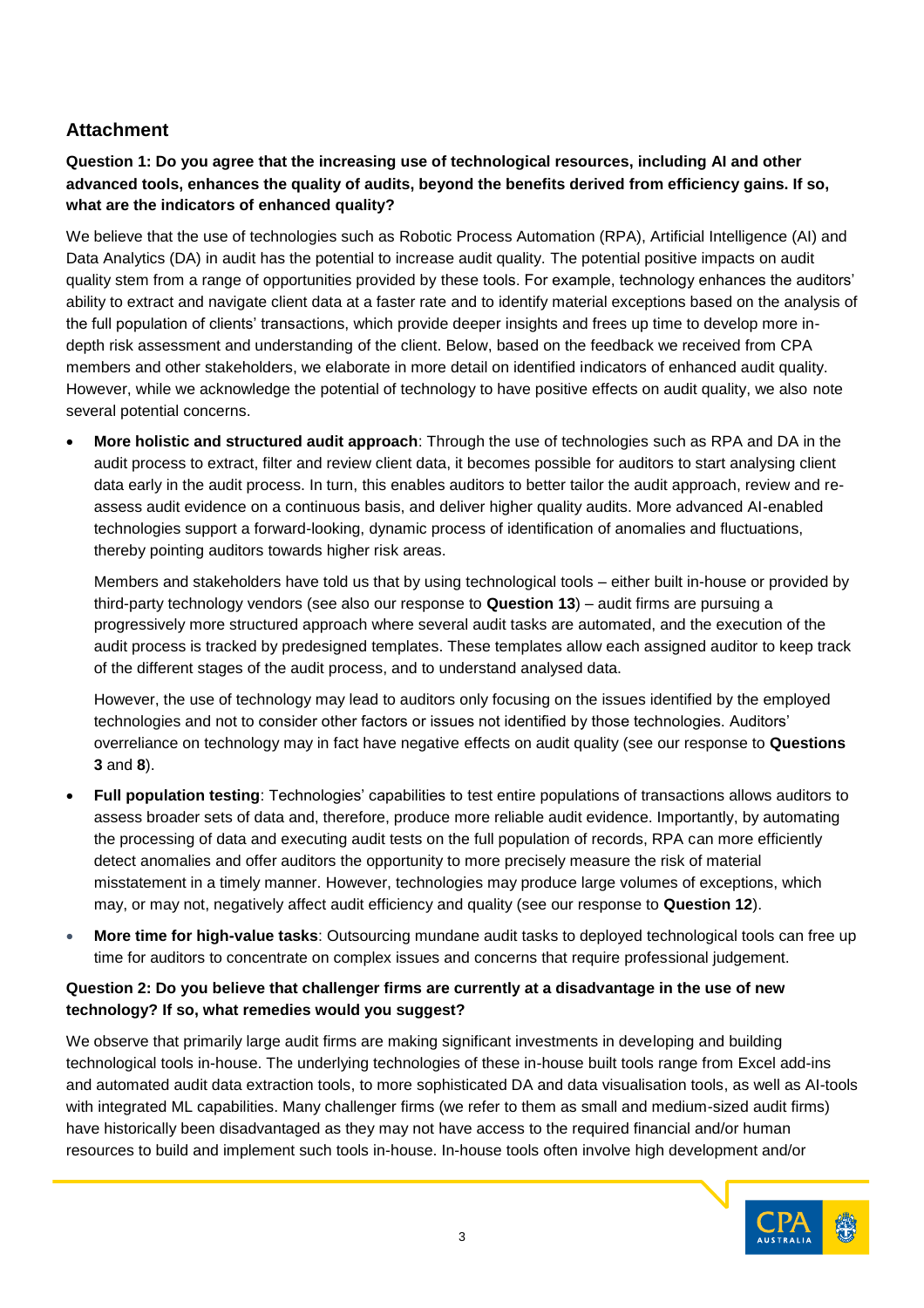## Attachment

**Question 1: Do you agree that the increasing use of technological resources, including AI and other advanced tools, enhances the quality of audits, beyond the benefits derived from efficiency gains. If so, what are the indicators of enhanced quality?**

We believe that the use of technologies such as Robotic Process Automation (RPA), Artificial Intelligence (AI) and Data Analytics (DA) in audit has the potential to increase audit quality. The potential positive impacts on audit quality stem from a range of opportunities provided by these tools. For example, technology enhances the auditors' ability to extract and navigate client data at a faster rate and to identify material exceptions based on the analysis of the full population of clients' transactions, which provide deeper insights and frees up time to develop more in-depth risk assessment and understanding of the client. Below, based on the feedback we received from CPA members and other stakeholders, we elaborate in more detail on identified indicators of enhanced audit quality. However, while we acknowledge the potential of technology to have positive effects on audit quality, we also note several potential concerns.

- **More holistic and structured audit approach**: Through the use of technologies such as RPA and DA in the audit process to extract, filter and review client data, it becomes possible for auditors to start analysing client data early in the audit process. In turn, this enables auditors to better tailor the audit approach, review and re-assess audit evidence on a continuous basis, and deliver higher quality audits. More advanced AI-enabled technologies support a forward-looking, dynamic process of identification of anomalies and fluctuations, thereby pointing auditors towards higher risk areas.

  Members and stakeholders have told us that by using technological tools – either built in-house or provided by third-party technology vendors (see also our response to **Question 13**) – audit firms are pursuing a progressively more structured approach where several audit tasks are automated, and the execution of the audit process is tracked by predesigned templates. These templates allow each assigned auditor to keep track of the different stages of the audit process, and to understand analysed data.

  However, the use of technology may lead to auditors only focusing on the issues identified by the employed technologies and not to consider other factors or issues not identified by those technologies. Auditors' overreliance on technology may in fact have negative effects on audit quality (see our response to **Questions 3** and **8**).

- **Full population testing**: Technologies' capabilities to test entire populations of transactions allows auditors to assess broader sets of data and, therefore, produce more reliable audit evidence. Importantly, by automating the processing of data and executing audit tests on the full population of records, RPA can more efficiently detect anomalies and offer auditors the opportunity to more precisely measure the risk of material misstatement in a timely manner. However, technologies may produce large volumes of exceptions, which may, or may not, negatively affect audit efficiency and quality (see our response to **Question 12**).

- **More time for high-value tasks**: Outsourcing mundane audit tasks to deployed technological tools can free up time for auditors to concentrate on complex issues and concerns that require professional judgement.

**Question 2: Do you believe that challenger firms are currently at a disadvantage in the use of new technology? If so, what remedies would you suggest?**

We observe that primarily large audit firms are making significant investments in developing and building technological tools in-house. The underlying technologies of these in-house built tools range from Excel add-ins and automated audit data extraction tools, to more sophisticated DA and data visualisation tools, as well as AI-tools with integrated ML capabilities. Many challenger firms (we refer to them as small and medium-sized audit firms) have historically been disadvantaged as they may not have access to the required financial and/or human resources to build and implement such tools in-house. In-house tools often involve high development and/or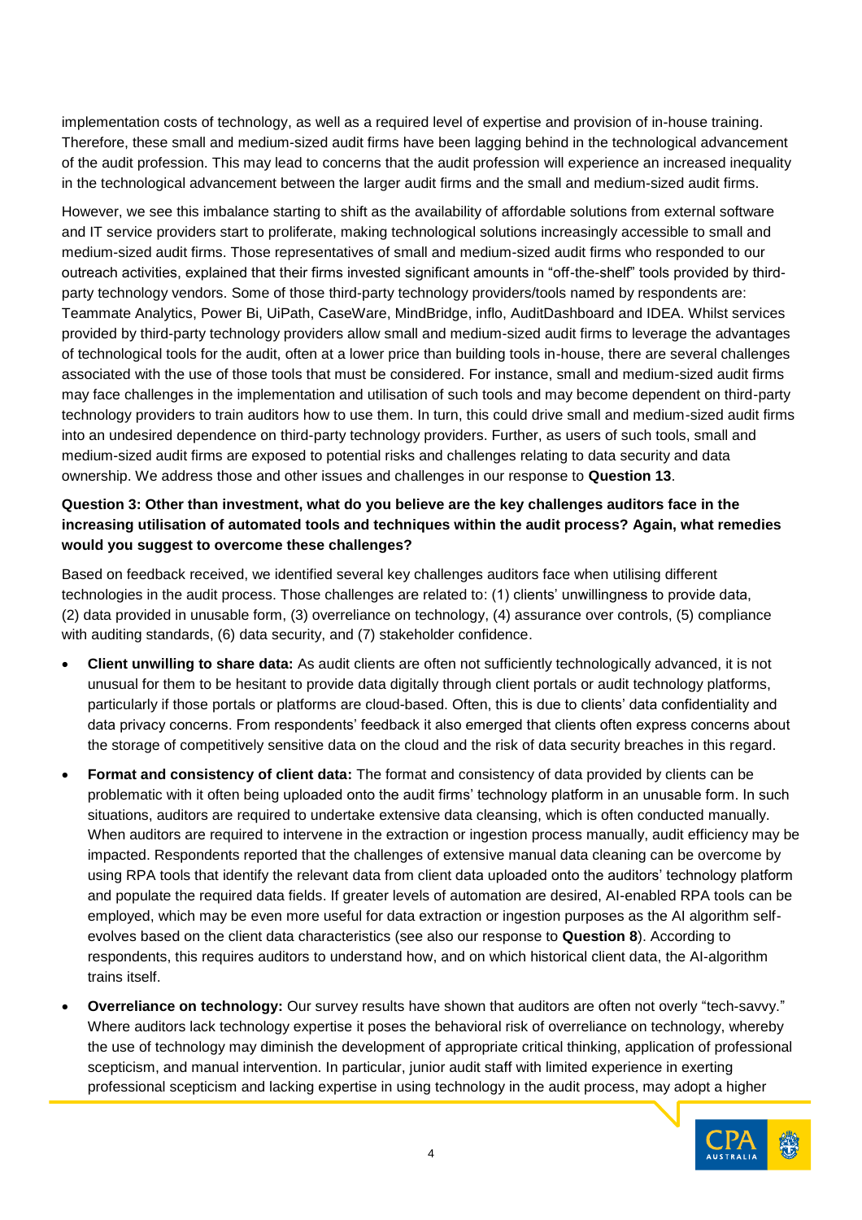implementation costs of technology, as well as a required level of expertise and provision of in-house training. Therefore, these small and medium-sized audit firms have been lagging behind in the technological advancement of the audit profession. This may lead to concerns that the audit profession will experience an increased inequality in the technological advancement between the larger audit firms and the small and medium-sized audit firms.

However, we see this imbalance starting to shift as the availability of affordable solutions from external software and IT service providers start to proliferate, making technological solutions increasingly accessible to small and medium-sized audit firms. Those representatives of small and medium-sized audit firms who responded to our outreach activities, explained that their firms invested significant amounts in "off-the-shelf" tools provided by third-party technology vendors. Some of those third-party technology providers/tools named by respondents are: Teammate Analytics, Power Bi, UiPath, CaseWare, MindBridge, inflo, AuditDashboard and IDEA. Whilst services provided by third-party technology providers allow small and medium-sized audit firms to leverage the advantages of technological tools for the audit, often at a lower price than building tools in-house, there are several challenges associated with the use of those tools that must be considered. For instance, small and medium-sized audit firms may face challenges in the implementation and utilisation of such tools and may become dependent on third-party technology providers to train auditors how to use them. In turn, this could drive small and medium-sized audit firms into an undesired dependence on third-party technology providers. Further, as users of such tools, small and medium-sized audit firms are exposed to potential risks and challenges relating to data security and data ownership. We address those and other issues and challenges in our response to **Question 13**.

**Question 3: Other than investment, what do you believe are the key challenges auditors face in the increasing utilisation of automated tools and techniques within the audit process? Again, what remedies would you suggest to overcome these challenges?**

Based on feedback received, we identified several key challenges auditors face when utilising different technologies in the audit process. Those challenges are related to: (1) clients' unwillingness to provide data, (2) data provided in unusable form, (3) overreliance on technology, (4) assurance over controls, (5) compliance with auditing standards, (6) data security, and (7) stakeholder confidence.

- **Client unwilling to share data:** As audit clients are often not sufficiently technologically advanced, it is not unusual for them to be hesitant to provide data digitally through client portals or audit technology platforms, particularly if those portals or platforms are cloud-based. Often, this is due to clients' data confidentiality and data privacy concerns. From respondents' feedback it also emerged that clients often express concerns about the storage of competitively sensitive data on the cloud and the risk of data security breaches in this regard.
- **Format and consistency of client data:** The format and consistency of data provided by clients can be problematic with it often being uploaded onto the audit firms' technology platform in an unusable form. In such situations, auditors are required to undertake extensive data cleansing, which is often conducted manually. When auditors are required to intervene in the extraction or ingestion process manually, audit efficiency may be impacted. Respondents reported that the challenges of extensive manual data cleaning can be overcome by using RPA tools that identify the relevant data from client data uploaded onto the auditors' technology platform and populate the required data fields. If greater levels of automation are desired, AI-enabled RPA tools can be employed, which may be even more useful for data extraction or ingestion purposes as the AI algorithm self-evolves based on the client data characteristics (see also our response to **Question 8**). According to respondents, this requires auditors to understand how, and on which historical client data, the AI-algorithm trains itself.
- **Overreliance on technology:** Our survey results have shown that auditors are often not overly "tech-savvy." Where auditors lack technology expertise it poses the behavioral risk of overreliance on technology, whereby the use of technology may diminish the development of appropriate critical thinking, application of professional scepticism, and manual intervention. In particular, junior audit staff with limited experience in exerting professional scepticism and lacking expertise in using technology in the audit process, may adopt a higher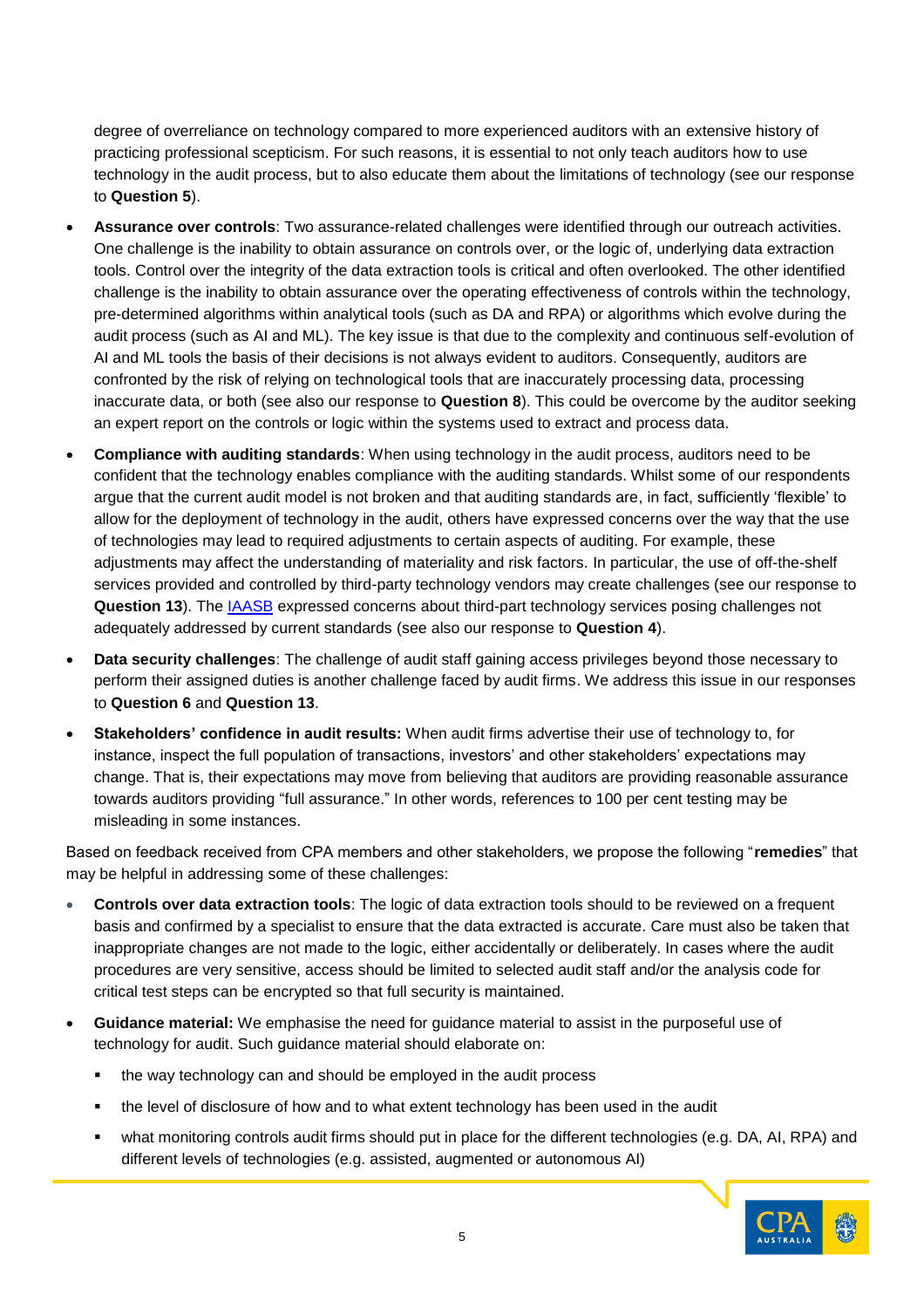degree of overreliance on technology compared to more experienced auditors with an extensive history of practicing professional scepticism. For such reasons, it is essential to not only teach auditors how to use technology in the audit process, but to also educate them about the limitations of technology (see our response to **Question 5**).

- **Assurance over controls**: Two assurance-related challenges were identified through our outreach activities. One challenge is the inability to obtain assurance on controls over, or the logic of, underlying data extraction tools. Control over the integrity of the data extraction tools is critical and often overlooked. The other identified challenge is the inability to obtain assurance over the operating effectiveness of controls within the technology, pre-determined algorithms within analytical tools (such as DA and RPA) or algorithms which evolve during the audit process (such as AI and ML). The key issue is that due to the complexity and continuous self-evolution of AI and ML tools the basis of their decisions is not always evident to auditors. Consequently, auditors are confronted by the risk of relying on technological tools that are inaccurately processing data, processing inaccurate data, or both (see also our response to **Question 8**). This could be overcome by the auditor seeking an expert report on the controls or logic within the systems used to extract and process data.
- **Compliance with auditing standards**: When using technology in the audit process, auditors need to be confident that the technology enables compliance with the auditing standards. Whilst some of our respondents argue that the current audit model is not broken and that auditing standards are, in fact, sufficiently 'flexible' to allow for the deployment of technology in the audit, others have expressed concerns over the way that the use of technologies may lead to required adjustments to certain aspects of auditing. For example, these adjustments may affect the understanding of materiality and risk factors. In particular, the use of off-the-shelf services provided and controlled by third-party technology vendors may create challenges (see our response to **Question 13**). The IAASB expressed concerns about third-part technology services posing challenges not adequately addressed by current standards (see also our response to **Question 4**).
- **Data security challenges**: The challenge of audit staff gaining access privileges beyond those necessary to perform their assigned duties is another challenge faced by audit firms. We address this issue in our responses to **Question 6** and **Question 13**.
- **Stakeholders' confidence in audit results:** When audit firms advertise their use of technology to, for instance, inspect the full population of transactions, investors' and other stakeholders' expectations may change. That is, their expectations may move from believing that auditors are providing reasonable assurance towards auditors providing "full assurance." In other words, references to 100 per cent testing may be misleading in some instances.

Based on feedback received from CPA members and other stakeholders, we propose the following "**remedies**" that may be helpful in addressing some of these challenges:

- **Controls over data extraction tools**: The logic of data extraction tools should to be reviewed on a frequent basis and confirmed by a specialist to ensure that the data extracted is accurate. Care must also be taken that inappropriate changes are not made to the logic, either accidentally or deliberately. In cases where the audit procedures are very sensitive, access should be limited to selected audit staff and/or the analysis code for critical test steps can be encrypted so that full security is maintained.
- **Guidance material:** We emphasise the need for guidance material to assist in the purposeful use of technology for audit. Such guidance material should elaborate on:
  - the way technology can and should be employed in the audit process
  - the level of disclosure of how and to what extent technology has been used in the audit
  - what monitoring controls audit firms should put in place for the different technologies (e.g. DA, AI, RPA) and different levels of technologies (e.g. assisted, augmented or autonomous AI)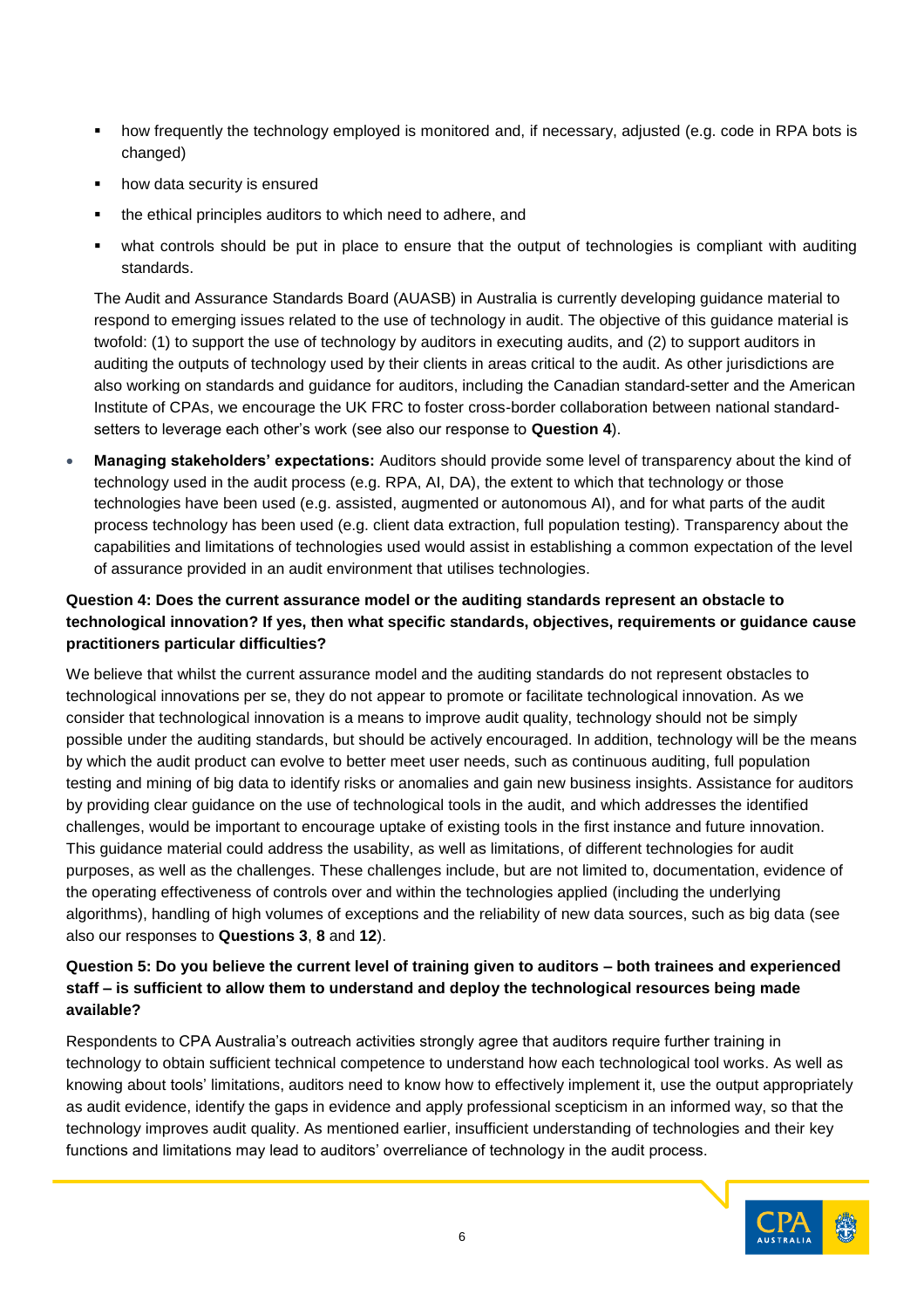- how frequently the technology employed is monitored and, if necessary, adjusted (e.g. code in RPA bots is changed)
  - how data security is ensured
  - the ethical principles auditors to which need to adhere, and
  - what controls should be put in place to ensure that the output of technologies is compliant with auditing standards.

  The Audit and Assurance Standards Board (AUASB) in Australia is currently developing guidance material to respond to emerging issues related to the use of technology in audit. The objective of this guidance material is twofold: (1) to support the use of technology by auditors in executing audits, and (2) to support auditors in auditing the outputs of technology used by their clients in areas critical to the audit. As other jurisdictions are also working on standards and guidance for auditors, including the Canadian standard-setter and the American Institute of CPAs, we encourage the UK FRC to foster cross-border collaboration between national standard-setters to leverage each other's work (see also our response to **Question 4**).

- **Managing stakeholders' expectations:** Auditors should provide some level of transparency about the kind of technology used in the audit process (e.g. RPA, AI, DA), the extent to which that technology or those technologies have been used (e.g. assisted, augmented or autonomous AI), and for what parts of the audit process technology has been used (e.g. client data extraction, full population testing). Transparency about the capabilities and limitations of technologies used would assist in establishing a common expectation of the level of assurance provided in an audit environment that utilises technologies.

**Question 4: Does the current assurance model or the auditing standards represent an obstacle to technological innovation? If yes, then what specific standards, objectives, requirements or guidance cause practitioners particular difficulties?**

We believe that whilst the current assurance model and the auditing standards do not represent obstacles to technological innovations per se, they do not appear to promote or facilitate technological innovation. As we consider that technological innovation is a means to improve audit quality, technology should not be simply possible under the auditing standards, but should be actively encouraged. In addition, technology will be the means by which the audit product can evolve to better meet user needs, such as continuous auditing, full population testing and mining of big data to identify risks or anomalies and gain new business insights. Assistance for auditors by providing clear guidance on the use of technological tools in the audit, and which addresses the identified challenges, would be important to encourage uptake of existing tools in the first instance and future innovation. This guidance material could address the usability, as well as limitations, of different technologies for audit purposes, as well as the challenges. These challenges include, but are not limited to, documentation, evidence of the operating effectiveness of controls over and within the technologies applied (including the underlying algorithms), handling of high volumes of exceptions and the reliability of new data sources, such as big data (see also our responses to **Questions 3**, **8** and **12**).

**Question 5: Do you believe the current level of training given to auditors – both trainees and experienced staff – is sufficient to allow them to understand and deploy the technological resources being made available?**

Respondents to CPA Australia's outreach activities strongly agree that auditors require further training in technology to obtain sufficient technical competence to understand how each technological tool works. As well as knowing about tools' limitations, auditors need to know how to effectively implement it, use the output appropriately as audit evidence, identify the gaps in evidence and apply professional scepticism in an informed way, so that the technology improves audit quality. As mentioned earlier, insufficient understanding of technologies and their key functions and limitations may lead to auditors' overreliance of technology in the audit process.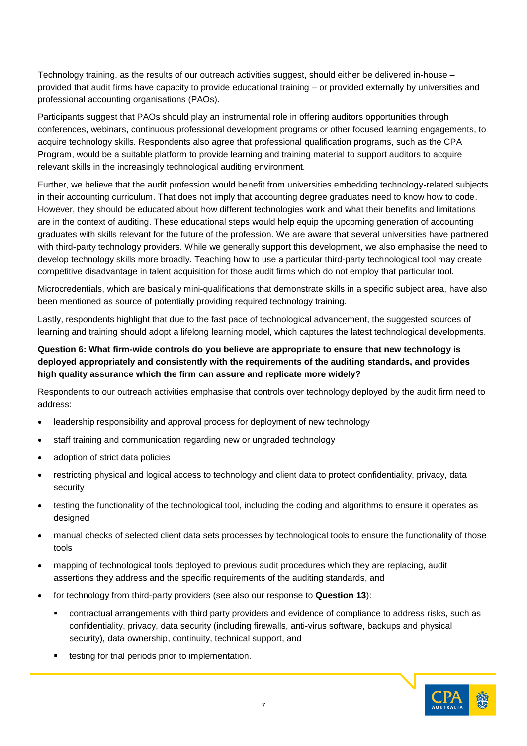Technology training, as the results of our outreach activities suggest, should either be delivered in-house – provided that audit firms have capacity to provide educational training – or provided externally by universities and professional accounting organisations (PAOs).

Participants suggest that PAOs should play an instrumental role in offering auditors opportunities through conferences, webinars, continuous professional development programs or other focused learning engagements, to acquire technology skills. Respondents also agree that professional qualification programs, such as the CPA Program, would be a suitable platform to provide learning and training material to support auditors to acquire relevant skills in the increasingly technological auditing environment.

Further, we believe that the audit profession would benefit from universities embedding technology-related subjects in their accounting curriculum. That does not imply that accounting degree graduates need to know how to code. However, they should be educated about how different technologies work and what their benefits and limitations are in the context of auditing. These educational steps would help equip the upcoming generation of accounting graduates with skills relevant for the future of the profession. We are aware that several universities have partnered with third-party technology providers. While we generally support this development, we also emphasise the need to develop technology skills more broadly. Teaching how to use a particular third-party technological tool may create competitive disadvantage in talent acquisition for those audit firms which do not employ that particular tool.

Microcredentials, which are basically mini-qualifications that demonstrate skills in a specific subject area, have also been mentioned as source of potentially providing required technology training.

Lastly, respondents highlight that due to the fast pace of technological advancement, the suggested sources of learning and training should adopt a lifelong learning model, which captures the latest technological developments.

**Question 6: What firm-wide controls do you believe are appropriate to ensure that new technology is deployed appropriately and consistently with the requirements of the auditing standards, and provides high quality assurance which the firm can assure and replicate more widely?**

Respondents to our outreach activities emphasise that controls over technology deployed by the audit firm need to address:

- leadership responsibility and approval process for deployment of new technology
- staff training and communication regarding new or ungraded technology
- adoption of strict data policies
- restricting physical and logical access to technology and client data to protect confidentiality, privacy, data security
- testing the functionality of the technological tool, including the coding and algorithms to ensure it operates as designed
- manual checks of selected client data sets processes by technological tools to ensure the functionality of those tools
- mapping of technological tools deployed to previous audit procedures which they are replacing, audit assertions they address and the specific requirements of the auditing standards, and
- for technology from third-party providers (see also our response to **Question 13**):
  - contractual arrangements with third party providers and evidence of compliance to address risks, such as confidentiality, privacy, data security (including firewalls, anti-virus software, backups and physical security), data ownership, continuity, technical support, and
  - testing for trial periods prior to implementation.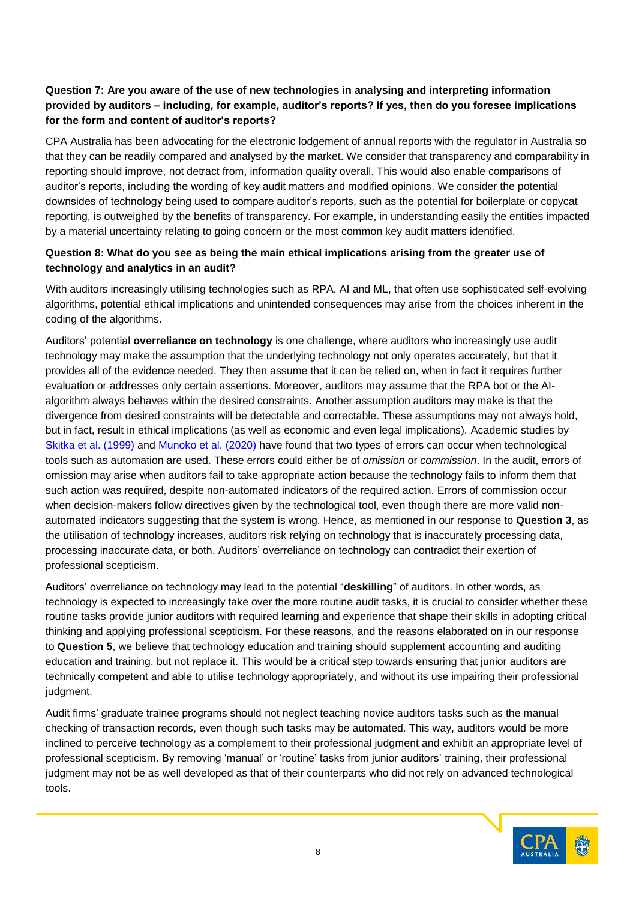**Question 7: Are you aware of the use of new technologies in analysing and interpreting information provided by auditors – including, for example, auditor's reports? If yes, then do you foresee implications for the form and content of auditor's reports?**

CPA Australia has been advocating for the electronic lodgement of annual reports with the regulator in Australia so that they can be readily compared and analysed by the market. We consider that transparency and comparability in reporting should improve, not detract from, information quality overall. This would also enable comparisons of auditor's reports, including the wording of key audit matters and modified opinions. We consider the potential downsides of technology being used to compare auditor's reports, such as the potential for boilerplate or copycat reporting, is outweighed by the benefits of transparency. For example, in understanding easily the entities impacted by a material uncertainty relating to going concern or the most common key audit matters identified.

**Question 8: What do you see as being the main ethical implications arising from the greater use of technology and analytics in an audit?**

With auditors increasingly utilising technologies such as RPA, AI and ML, that often use sophisticated self-evolving algorithms, potential ethical implications and unintended consequences may arise from the choices inherent in the coding of the algorithms.

Auditors' potential **overreliance on technology** is one challenge, where auditors who increasingly use audit technology may make the assumption that the underlying technology not only operates accurately, but that it provides all of the evidence needed. They then assume that it can be relied on, when in fact it requires further evaluation or addresses only certain assertions. Moreover, auditors may assume that the RPA bot or the AI-algorithm always behaves within the desired constraints. Another assumption auditors may make is that the divergence from desired constraints will be detectable and correctable. These assumptions may not always hold, but in fact, result in ethical implications (as well as economic and even legal implications). Academic studies by Skitka et al. (1999) and Munoko et al. (2020) have found that two types of errors can occur when technological tools such as automation are used. These errors could either be of *omission* or *commission*. In the audit, errors of omission may arise when auditors fail to take appropriate action because the technology fails to inform them that such action was required, despite non-automated indicators of the required action. Errors of commission occur when decision-makers follow directives given by the technological tool, even though there are more valid non-automated indicators suggesting that the system is wrong. Hence, as mentioned in our response to **Question 3**, as the utilisation of technology increases, auditors risk relying on technology that is inaccurately processing data, processing inaccurate data, or both. Auditors' overreliance on technology can contradict their exertion of professional scepticism.

Auditors' overreliance on technology may lead to the potential "**deskilling**" of auditors. In other words, as technology is expected to increasingly take over the more routine audit tasks, it is crucial to consider whether these routine tasks provide junior auditors with required learning and experience that shape their skills in adopting critical thinking and applying professional scepticism. For these reasons, and the reasons elaborated on in our response to **Question 5**, we believe that technology education and training should supplement accounting and auditing education and training, but not replace it. This would be a critical step towards ensuring that junior auditors are technically competent and able to utilise technology appropriately, and without its use impairing their professional judgment.

Audit firms' graduate trainee programs should not neglect teaching novice auditors tasks such as the manual checking of transaction records, even though such tasks may be automated. This way, auditors would be more inclined to perceive technology as a complement to their professional judgment and exhibit an appropriate level of professional scepticism. By removing 'manual' or 'routine' tasks from junior auditors' training, their professional judgment may not be as well developed as that of their counterparts who did not rely on advanced technological tools.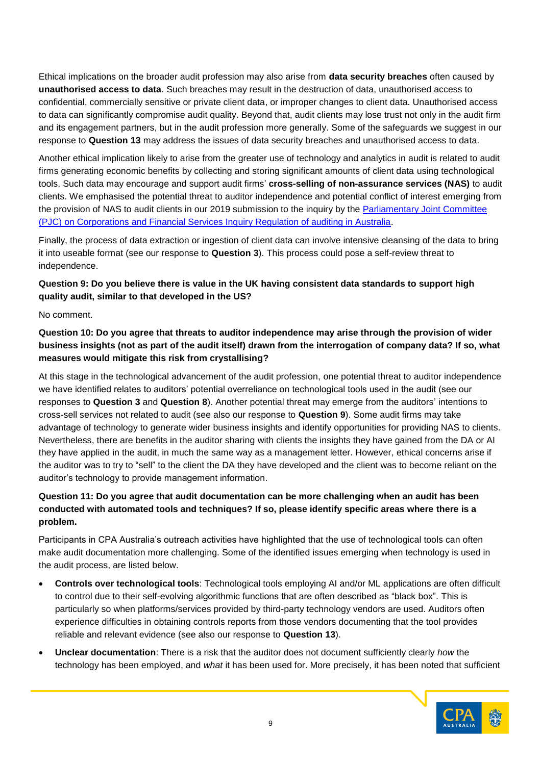Ethical implications on the broader audit profession may also arise from **data security breaches** often caused by **unauthorised access to data**. Such breaches may result in the destruction of data, unauthorised access to confidential, commercially sensitive or private client data, or improper changes to client data. Unauthorised access to data can significantly compromise audit quality. Beyond that, audit clients may lose trust not only in the audit firm and its engagement partners, but in the audit profession more generally. Some of the safeguards we suggest in our response to **Question 13** may address the issues of data security breaches and unauthorised access to data.

Another ethical implication likely to arise from the greater use of technology and analytics in audit is related to audit firms generating economic benefits by collecting and storing significant amounts of client data using technological tools. Such data may encourage and support audit firms' **cross-selling of non-assurance services (NAS)** to audit clients. We emphasised the potential threat to auditor independence and potential conflict of interest emerging from the provision of NAS to audit clients in our 2019 submission to the inquiry by the [Parliamentary Joint Committee (PJC) on Corporations and Financial Services Inquiry Regulation of auditing in Australia]().

Finally, the process of data extraction or ingestion of client data can involve intensive cleansing of the data to bring it into useable format (see our response to **Question 3**). This process could pose a self-review threat to independence.

**Question 9: Do you believe there is value in the UK having consistent data standards to support high quality audit, similar to that developed in the US?**

No comment.

**Question 10: Do you agree that threats to auditor independence may arise through the provision of wider business insights (not as part of the audit itself) drawn from the interrogation of company data? If so, what measures would mitigate this risk from crystallising?**

At this stage in the technological advancement of the audit profession, one potential threat to auditor independence we have identified relates to auditors' potential overreliance on technological tools used in the audit (see our responses to **Question 3** and **Question 8**). Another potential threat may emerge from the auditors' intentions to cross-sell services not related to audit (see also our response to **Question 9**). Some audit firms may take advantage of technology to generate wider business insights and identify opportunities for providing NAS to clients. Nevertheless, there are benefits in the auditor sharing with clients the insights they have gained from the DA or AI they have applied in the audit, in much the same way as a management letter. However, ethical concerns arise if the auditor was to try to "sell" to the client the DA they have developed and the client was to become reliant on the auditor's technology to provide management information.

**Question 11: Do you agree that audit documentation can be more challenging when an audit has been conducted with automated tools and techniques? If so, please identify specific areas where there is a problem.**

Participants in CPA Australia's outreach activities have highlighted that the use of technological tools can often make audit documentation more challenging. Some of the identified issues emerging when technology is used in the audit process, are listed below.

- **Controls over technological tools**: Technological tools employing AI and/or ML applications are often difficult to control due to their self-evolving algorithmic functions that are often described as "black box". This is particularly so when platforms/services provided by third-party technology vendors are used. Auditors often experience difficulties in obtaining controls reports from those vendors documenting that the tool provides reliable and relevant evidence (see also our response to **Question 13**).
- **Unclear documentation**: There is a risk that the auditor does not document sufficiently clearly *how* the technology has been employed, and *what* it has been used for. More precisely, it has been noted that sufficient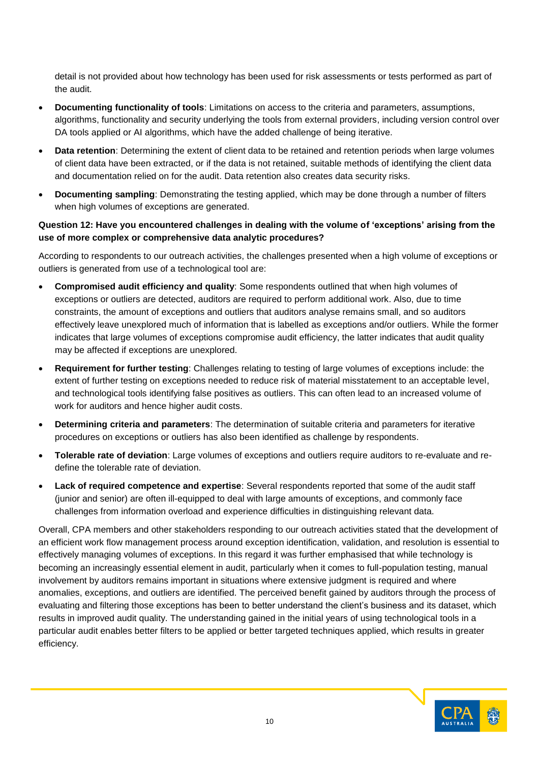detail is not provided about how technology has been used for risk assessments or tests performed as part of the audit.

- **Documenting functionality of tools**: Limitations on access to the criteria and parameters, assumptions, algorithms, functionality and security underlying the tools from external providers, including version control over DA tools applied or AI algorithms, which have the added challenge of being iterative.
- **Data retention**: Determining the extent of client data to be retained and retention periods when large volumes of client data have been extracted, or if the data is not retained, suitable methods of identifying the client data and documentation relied on for the audit. Data retention also creates data security risks.
- **Documenting sampling**: Demonstrating the testing applied, which may be done through a number of filters when high volumes of exceptions are generated.

**Question 12: Have you encountered challenges in dealing with the volume of 'exceptions' arising from the use of more complex or comprehensive data analytic procedures?**

According to respondents to our outreach activities, the challenges presented when a high volume of exceptions or outliers is generated from use of a technological tool are:

- **Compromised audit efficiency and quality**: Some respondents outlined that when high volumes of exceptions or outliers are detected, auditors are required to perform additional work. Also, due to time constraints, the amount of exceptions and outliers that auditors analyse remains small, and so auditors effectively leave unexplored much of information that is labelled as exceptions and/or outliers. While the former indicates that large volumes of exceptions compromise audit efficiency, the latter indicates that audit quality may be affected if exceptions are unexplored.
- **Requirement for further testing**: Challenges relating to testing of large volumes of exceptions include: the extent of further testing on exceptions needed to reduce risk of material misstatement to an acceptable level, and technological tools identifying false positives as outliers. This can often lead to an increased volume of work for auditors and hence higher audit costs.
- **Determining criteria and parameters**: The determination of suitable criteria and parameters for iterative procedures on exceptions or outliers has also been identified as challenge by respondents.
- **Tolerable rate of deviation**: Large volumes of exceptions and outliers require auditors to re-evaluate and re-define the tolerable rate of deviation.
- **Lack of required competence and expertise**: Several respondents reported that some of the audit staff (junior and senior) are often ill-equipped to deal with large amounts of exceptions, and commonly face challenges from information overload and experience difficulties in distinguishing relevant data.

Overall, CPA members and other stakeholders responding to our outreach activities stated that the development of an efficient work flow management process around exception identification, validation, and resolution is essential to effectively managing volumes of exceptions. In this regard it was further emphasised that while technology is becoming an increasingly essential element in audit, particularly when it comes to full-population testing, manual involvement by auditors remains important in situations where extensive judgment is required and where anomalies, exceptions, and outliers are identified. The perceived benefit gained by auditors through the process of evaluating and filtering those exceptions has been to better understand the client's business and its dataset, which results in improved audit quality. The understanding gained in the initial years of using technological tools in a particular audit enables better filters to be applied or better targeted techniques applied, which results in greater efficiency.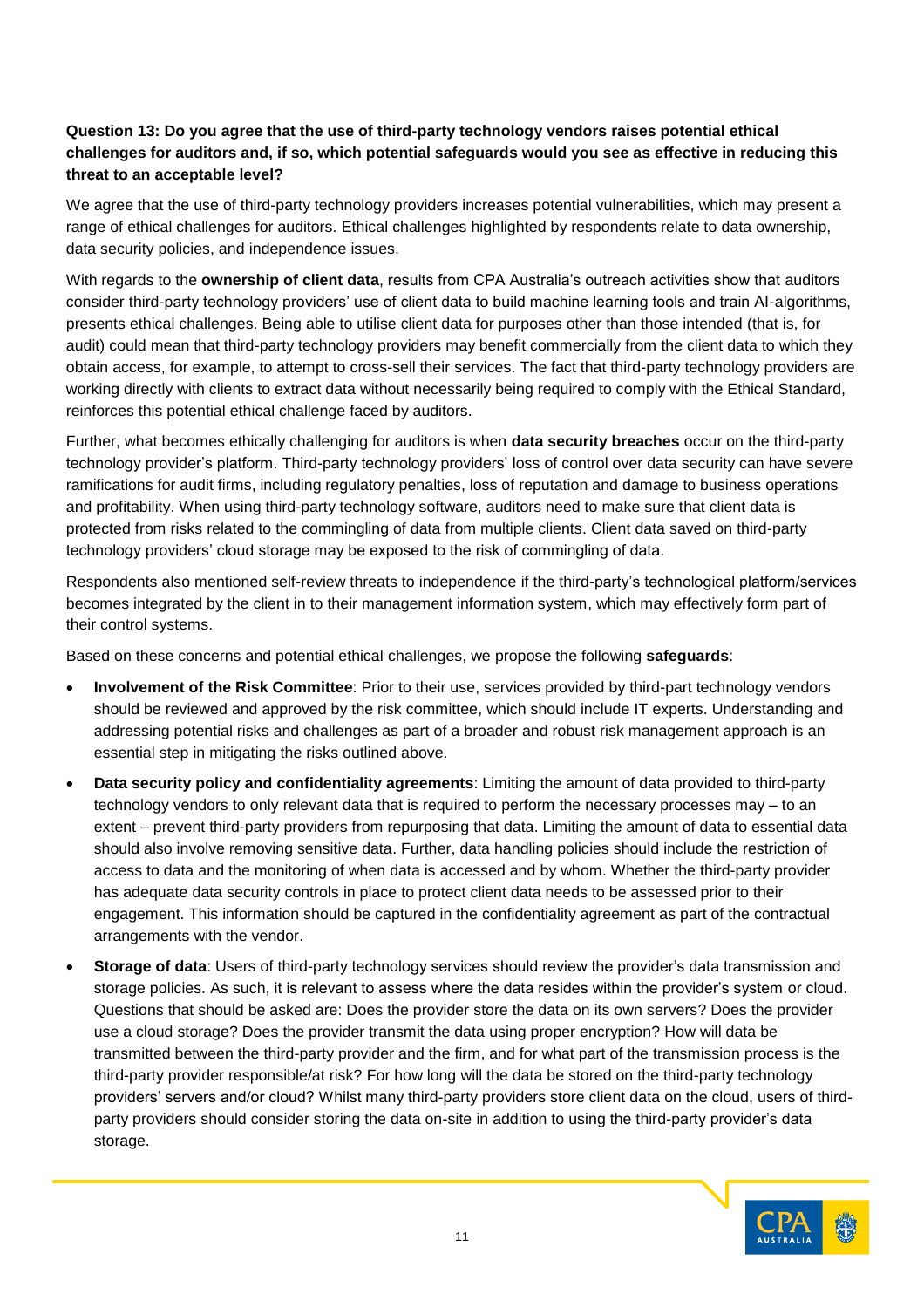**Question 13: Do you agree that the use of third-party technology vendors raises potential ethical challenges for auditors and, if so, which potential safeguards would you see as effective in reducing this threat to an acceptable level?**

We agree that the use of third-party technology providers increases potential vulnerabilities, which may present a range of ethical challenges for auditors. Ethical challenges highlighted by respondents relate to data ownership, data security policies, and independence issues.

With regards to the **ownership of client data**, results from CPA Australia's outreach activities show that auditors consider third-party technology providers' use of client data to build machine learning tools and train AI-algorithms, presents ethical challenges. Being able to utilise client data for purposes other than those intended (that is, for audit) could mean that third-party technology providers may benefit commercially from the client data to which they obtain access, for example, to attempt to cross-sell their services. The fact that third-party technology providers are working directly with clients to extract data without necessarily being required to comply with the Ethical Standard, reinforces this potential ethical challenge faced by auditors.

Further, what becomes ethically challenging for auditors is when **data security breaches** occur on the third-party technology provider's platform. Third-party technology providers' loss of control over data security can have severe ramifications for audit firms, including regulatory penalties, loss of reputation and damage to business operations and profitability. When using third-party technology software, auditors need to make sure that client data is protected from risks related to the commingling of data from multiple clients. Client data saved on third-party technology providers' cloud storage may be exposed to the risk of commingling of data.

Respondents also mentioned self-review threats to independence if the third-party's technological platform/services becomes integrated by the client in to their management information system, which may effectively form part of their control systems.

Based on these concerns and potential ethical challenges, we propose the following **safeguards**:

- **Involvement of the Risk Committee**: Prior to their use, services provided by third-part technology vendors should be reviewed and approved by the risk committee, which should include IT experts. Understanding and addressing potential risks and challenges as part of a broader and robust risk management approach is an essential step in mitigating the risks outlined above.
- **Data security policy and confidentiality agreements**: Limiting the amount of data provided to third-party technology vendors to only relevant data that is required to perform the necessary processes may – to an extent – prevent third-party providers from repurposing that data. Limiting the amount of data to essential data should also involve removing sensitive data. Further, data handling policies should include the restriction of access to data and the monitoring of when data is accessed and by whom. Whether the third-party provider has adequate data security controls in place to protect client data needs to be assessed prior to their engagement. This information should be captured in the confidentiality agreement as part of the contractual arrangements with the vendor.
- **Storage of data**: Users of third-party technology services should review the provider's data transmission and storage policies. As such, it is relevant to assess where the data resides within the provider's system or cloud. Questions that should be asked are: Does the provider store the data on its own servers? Does the provider use a cloud storage? Does the provider transmit the data using proper encryption? How will data be transmitted between the third-party provider and the firm, and for what part of the transmission process is the third-party provider responsible/at risk? For how long will the data be stored on the third-party technology providers' servers and/or cloud? Whilst many third-party providers store client data on the cloud, users of third-party providers should consider storing the data on-site in addition to using the third-party provider's data storage.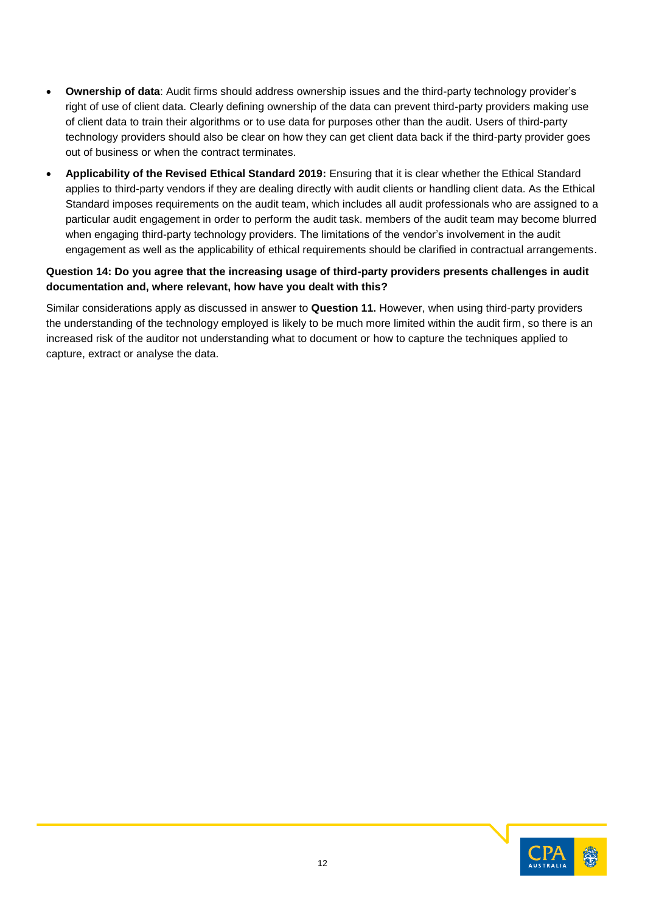- **Ownership of data**: Audit firms should address ownership issues and the third-party technology provider's right of use of client data. Clearly defining ownership of the data can prevent third-party providers making use of client data to train their algorithms or to use data for purposes other than the audit. Users of third-party technology providers should also be clear on how they can get client data back if the third-party provider goes out of business or when the contract terminates.
- **Applicability of the Revised Ethical Standard 2019:** Ensuring that it is clear whether the Ethical Standard applies to third-party vendors if they are dealing directly with audit clients or handling client data. As the Ethical Standard imposes requirements on the audit team, which includes all audit professionals who are assigned to a particular audit engagement in order to perform the audit task. members of the audit team may become blurred when engaging third-party technology providers. The limitations of the vendor's involvement in the audit engagement as well as the applicability of ethical requirements should be clarified in contractual arrangements.

**Question 14: Do you agree that the increasing usage of third-party providers presents challenges in audit documentation and, where relevant, how have you dealt with this?**

Similar considerations apply as discussed in answer to **Question 11.** However, when using third-party providers the understanding of the technology employed is likely to be much more limited within the audit firm, so there is an increased risk of the auditor not understanding what to document or how to capture the techniques applied to capture, extract or analyse the data.